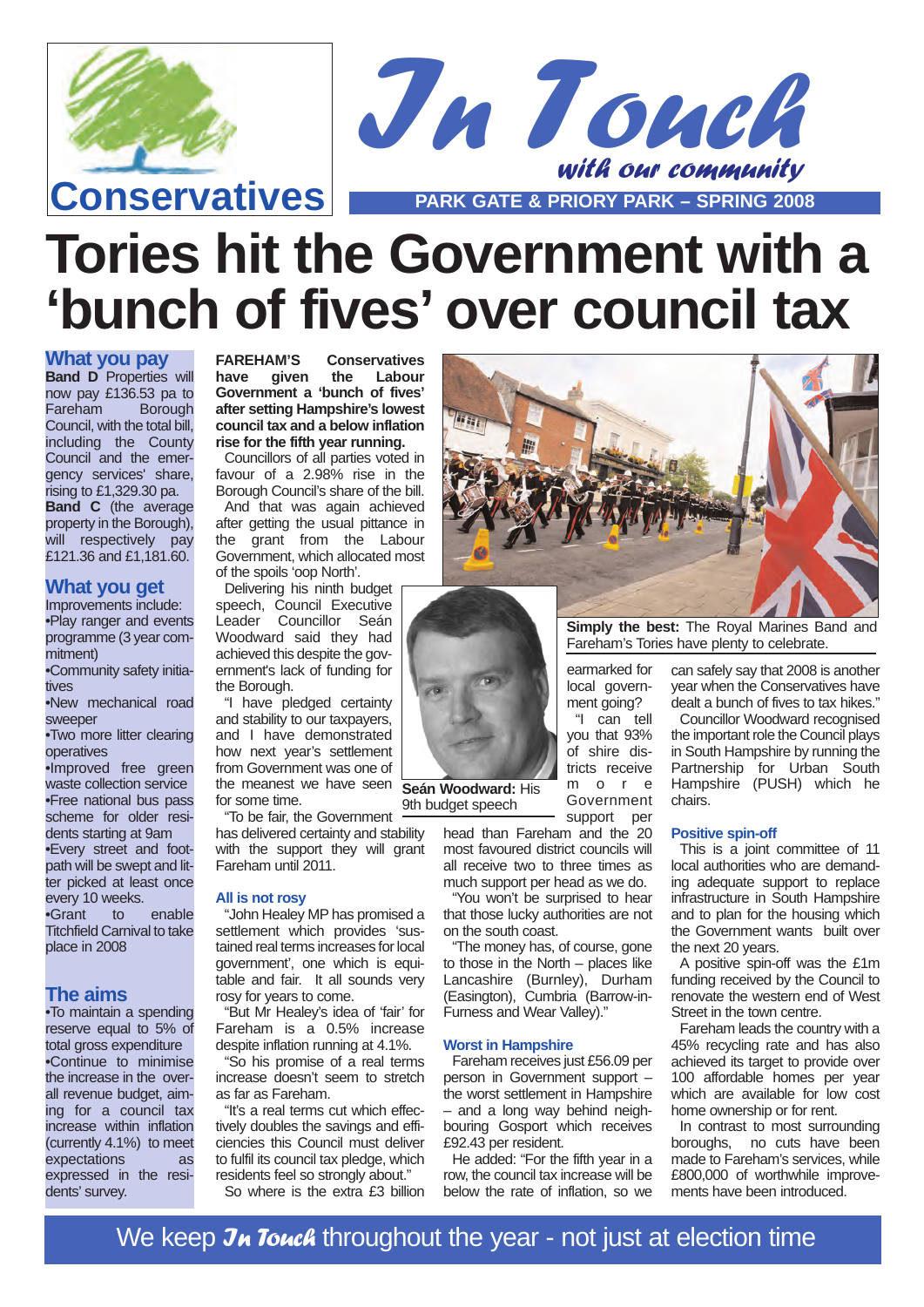Conservatives

# In Touch

*with our community*

PARK GATE & PRIORY PARK – SPRING 2008

# Tories hit the Government with a 'bunch of fives' over council tax

## What you pay

**Band D** Properties will now pay £136.53 pa to Fareham Borough Council, with the total bill, including the County Council and the emergency services' share, rising to £1,329.30 pa.

**Band C** (the average property in the Borough), will respectively pay £121.36 and £1,181.60.

## What you get

Improvements include:
- •Play ranger and events programme (3 year commitment)
- •Community safety initiatives
- •New mechanical road sweeper
- •Two more litter clearing operatives
- •Improved free green waste collection service
- •Free national bus pass scheme for older residents starting at 9am
- •Every street and footpath will be swept and litter picked at least once every 10 weeks.
- •Grant to enable Titchfield Carnival to take place in 2008

## The aims

- •To maintain a spending reserve equal to 5% of total gross expenditure
- •Continue to minimise the increase in the overall revenue budget, aiming for a council tax increase within inflation (currently 4.1%) to meet expectations as expressed in the residents' survey.

**FAREHAM'S Conservatives have given the Labour Government a 'bunch of fives' after setting Hampshire's lowest council tax and a below inflation rise for the fifth year running.**

Councillors of all parties voted in favour of a 2.98% rise in the Borough Council's share of the bill.

And that was again achieved after getting the usual pittance in the grant from the Labour Government, which allocated most of the spoils 'oop North'.

Delivering his ninth budget speech, Council Executive Leader Councillor Seán Woodward said they had achieved this despite the government's lack of funding for the Borough.

"I have pledged certainty and stability to our taxpayers, and I have demonstrated how next year's settlement from Government was one of the meanest we have seen for some time.

"To be fair, the Government has delivered certainty and stability with the support they will grant Fareham until 2011.

**Seán Woodward:** His 9th budget speech

### All is not rosy

"John Healey MP has promised a settlement which provides 'sustained real terms increases for local government', one which is equitable and fair. It all sounds very rosy for years to come.

"But Mr Healey's idea of 'fair' for Fareham is a 0.5% increase despite inflation running at 4.1%.

"So his promise of a real terms increase doesn't seem to stretch as far as Fareham.

"It's a real terms cut which effectively doubles the savings and efficiencies this Council must deliver to fulfil its council tax pledge, which residents feel so strongly about."

So where is the extra £3 billion earmarked for local government going?

"I can tell you that 93% of shire districts receive more Government support per head than Fareham and the 20 most favoured district councils will all receive two to three times as much support per head as we do.

"You won't be surprised to hear that those lucky authorities are not on the south coast.

"The money has, of course, gone to those in the North – places like Lancashire (Burnley), Durham (Easington), Cumbria (Barrow-in-Furness and Wear Valley)."

**Simply the best:** The Royal Marines Band and Fareham's Tories have plenty to celebrate.

### Worst in Hampshire

Fareham receives just £56.09 per person in Government support – the worst settlement in Hampshire – and a long way behind neighbouring Gosport which receives £92.43 per resident.

He added: "For the fifth year in a row, the council tax increase will be below the rate of inflation, so we can safely say that 2008 is another year when the Conservatives have dealt a bunch of fives to tax hikes."

Councillor Woodward recognised the important role the Council plays in South Hampshire by running the Partnership for Urban South Hampshire (PUSH) which he chairs.

### Positive spin-off

This is a joint committee of 11 local authorities who are demanding adequate support to replace infrastructure in South Hampshire and to plan for the housing which the Government wants built over the next 20 years.

A positive spin-off was the £1m funding received by the Council to renovate the western end of West Street in the town centre.

Fareham leads the country with a 45% recycling rate and has also achieved its target to provide over 100 affordable homes per year which are available for low cost home ownership or for rent.

In contrast to most surrounding boroughs, no cuts have been made to Fareham's services, while £800,000 of worthwhile improvements have been introduced.

We keep *In Touch* throughout the year - not just at election time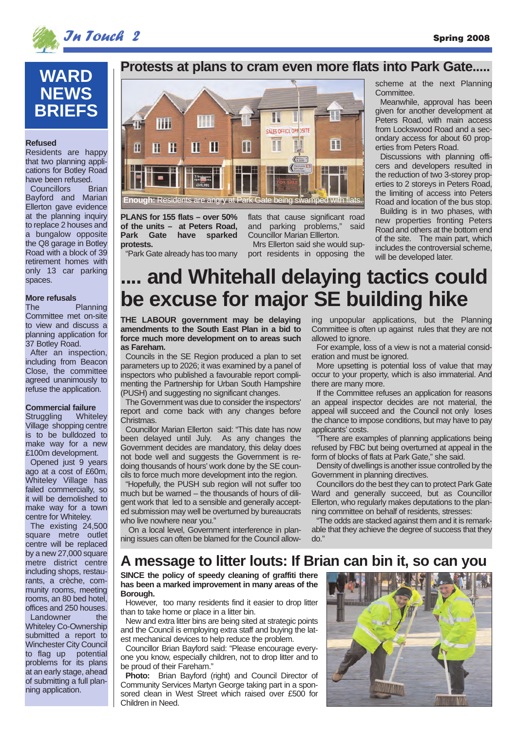## WARD NEWS BRIEFS

**Refused**

Residents are happy that two planning applications for Botley Road have been refused.

Councillors Brian Bayford and Marian Ellerton gave evidence at the planning inquiry to replace 2 houses and a bungalow opposite the Q8 garage in Botley Road with a block of 39 retirement homes with only 13 car parking spaces.

**More refusals**

The Planning Committee met on-site to view and discuss a planning application for 37 Botley Road.

After an inspection, including from Beacon Close, the committee agreed unanimously to refuse the application.

**Commercial failure**

Struggling Whiteley Village shopping centre is to be bulldozed to make way for a new £100m development.

Opened just 9 years ago at a cost of £60m, Whiteley Village has failed commercially, so it will be demolished to make way for a town centre for Whiteley.

The existing 24,500 square metre outlet centre will be replaced by a new 27,000 square metre district centre including shops, restaurants, a crèche, community rooms, meeting rooms, an 80 bed hotel, offices and 250 houses.

Landowner the Whiteley Co-Ownership submitted a report to Winchester City Council to flag up potential problems for its plans at an early stage, ahead of submitting a full planning application.

## Protests at plans to cram even more flats into Park Gate.....

**Enough:** Residents are angry at Park Gate being swamped with flats.

**PLANS for 155 flats – over 50% of the units – at Peters Road, Park Gate have sparked protests.**

"Park Gate already has too many flats that cause significant road and parking problems," said Councillor Marian Elllerton.

Mrs Ellerton said she would support residents in opposing the scheme at the next Planning Committee.

Meanwhile, approval has been given for another development at Peters Road, with main access from Lockswood Road and a secondary access for about 60 properties from Peters Road.

Discussions with planning officers and developers resulted in the reduction of two 3-storey properties to 2 storeys in Peters Road, the limiting of access into Peters Road and location of the bus stop.

Building is in two phases, with new properties fronting Peters Road and others at the bottom end of the site. The main part, which includes the controversial scheme, will be developed later.

## .... and Whitehall delaying tactics could be excuse for major SE building hike

**THE LABOUR government may be delaying amendments to the South East Plan in a bid to force much more development on to areas such as Fareham.**

Councils in the SE Region produced a plan to set parameters up to 2026; it was examined by a panel of inspectors who published a favourable report complimenting the Partnership for Urban South Hampshire (PUSH) and suggesting no significant changes.

The Government was due to consider the inspectors' report and come back with any changes before Christmas.

Councillor Marian Ellerton said: "This date has now been delayed until July. As any changes the Government decides are mandatory, this delay does not bode well and suggests the Government is redoing thousands of hours' work done by the SE councils to force much more development into the region.

"Hopefully, the PUSH sub region will not suffer too much but be warned – the thousands of hours of diligent work that led to a sensible and generally accepted submission may well be overturned by bureaucrats who live nowhere near you."

On a local level, Government interference in planning issues can often be blamed for the Council allowing unpopular applications, but the Planning Committee is often up against rules that they are not allowed to ignore.

For example, loss of a view is not a material consideration and must be ignored.

More upsetting is potential loss of value that may occur to your property, which is also immaterial. And there are many more.

If the Committee refuses an application for reasons an appeal inspector decides are not material, the appeal will succeed and the Council not only loses the chance to impose conditions, but may have to pay applicants' costs.

"There are examples of planning applications being refused by FBC but being overturned at appeal in the form of blocks of flats at Park Gate," she said.

Density of dwellings is another issue controlled by the Government in planning directives.

Councillors do the best they can to protect Park Gate Ward and generally succeed, but as Councillor Ellerton, who regularly makes deputations to the planning committee on behalf of residents, stresses:

"The odds are stacked against them and it is remarkable that they achieve the degree of success that they do."

## A message to litter louts: If Brian can bin it, so can you

**SINCE the policy of speedy cleaning of graffiti there has been a marked improvement in many areas of the Borough.**

However, too many residents find it easier to drop litter than to take home or place in a litter bin.

New and extra litter bins are being sited at strategic points and the Council is employing extra staff and buying the latest mechanical devices to help reduce the problem.

Councillor Brian Bayford said: "Please encourage everyone you know, especially children, not to drop litter and to be proud of their Fareham."

**Photo:** Brian Bayford (right) and Council Director of Community Services Martyn George taking part in a sponsored clean in West Street which raised over £500 for Children in Need.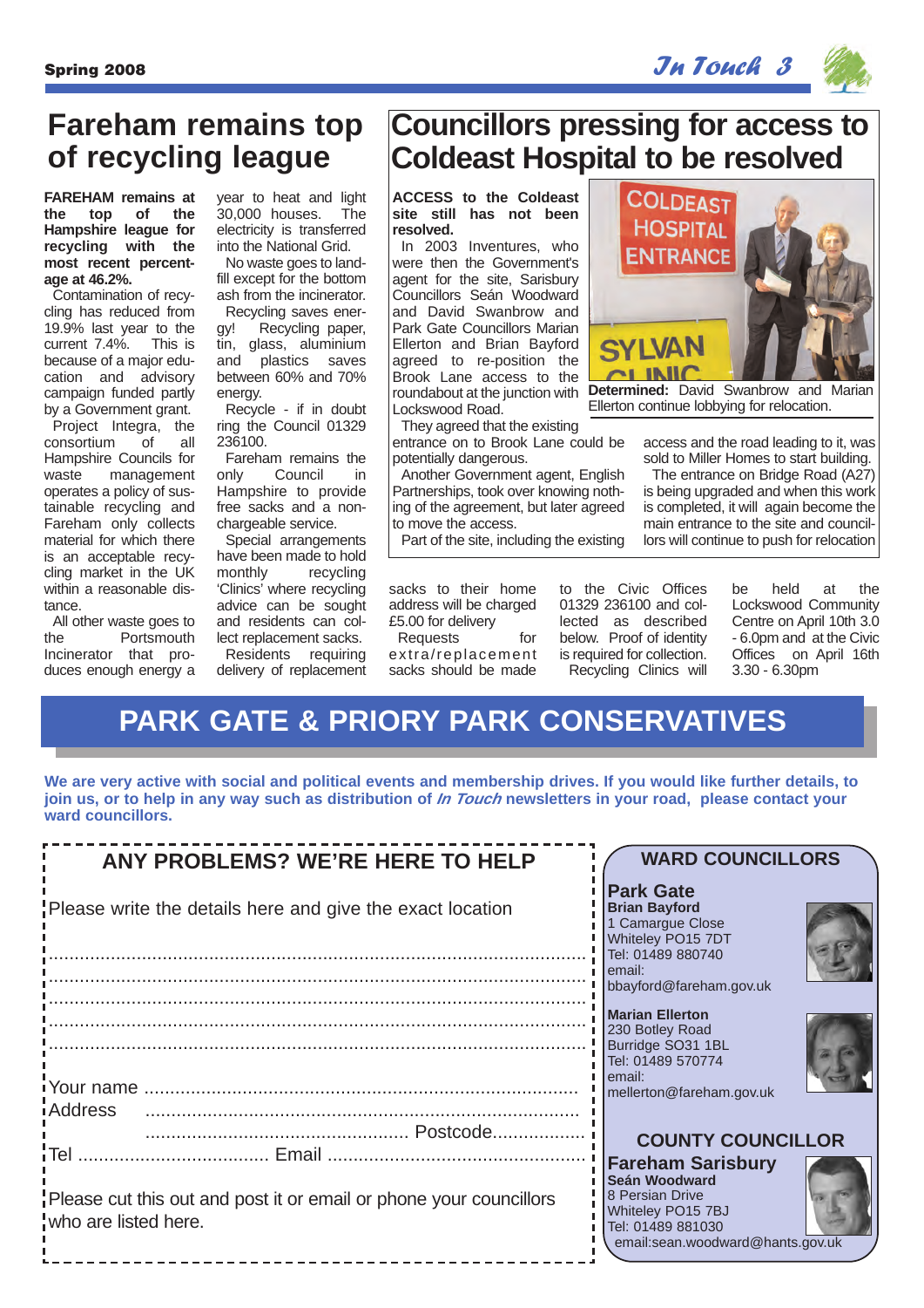# Fareham remains top of recycling league

**FAREHAM remains at the top of the Hampshire league for recycling with the most recent percentage at 46.2%.**

Contamination of recycling has reduced from 19.9% last year to the current 7.4%. This is because of a major education and advisory campaign funded partly by a Government grant.

Project Integra, the consortium of all Hampshire Councils for waste management operates a policy of sustainable recycling and Fareham only collects material for which there is an acceptable recycling market in the UK within a reasonable distance.

All other waste goes to the Portsmouth Incinerator that produces enough energy a year to heat and light 30,000 houses. The electricity is transferred into the National Grid.

No waste goes to landfill except for the bottom ash from the incinerator.

Recycling saves energy! Recycling paper, tin, glass, aluminium and plastics saves between 60% and 70% energy.

Recycle - if in doubt ring the Council 01329 236100.

Fareham remains the only Council in Hampshire to provide free sacks and a non-chargeable service.

Special arrangements have been made to hold monthly recycling 'Clinics' where recycling advice can be sought and residents can collect replacement sacks.

Residents requiring delivery of replacement sacks to their home address will be charged £5.00 for delivery

Requests for extra/replacement sacks should be made to the Civic Offices 01329 236100 and collected as described below. Proof of identity is required for collection.

Recycling Clinics will be held at the Lockswood Community Centre on April 10th 3.0 - 6.0pm and at the Civic Offices on April 16th 3.30 - 6.30pm

# Councillors pressing for access to Coldeast Hospital to be resolved

**ACCESS to the Coldeast site still has not been resolved.**

In 2003 Inventures, who were then the Government's agent for the site, Sarisbury Councillors Seán Woodward and David Swanbrow and Park Gate Councillors Marian Ellerton and Brian Bayford agreed to re-position the Brook Lane access to the roundabout at the junction with Lockswood Road.

They agreed that the existing entrance on to Brook Lane could be potentially dangerous.

Another Government agent, English Partnerships, took over knowing nothing of the agreement, but later agreed to move the access.

Part of the site, including the existing access and the road leading to it, was sold to Miller Homes to start building.

The entrance on Bridge Road (A27) is being upgraded and when this work is completed, it will again become the main entrance to the site and councillors will continue to push for relocation

**Determined:** David Swanbrow and Marian Ellerton continue lobbying for relocation.

# PARK GATE & PRIORY PARK CONSERVATIVES

**We are very active with social and political events and membership drives. If you would like further details, to join us, or to help in any way such as distribution of *In Touch* newsletters in your road, please contact your ward councillors.**

## ANY PROBLEMS? WE'RE HERE TO HELP

Please write the details here and give the exact location

..........................................................................................................

..........................................................................................................

..........................................................................................................

..........................................................................................................

..........................................................................................................

Your name ..........................................................................................

Address ..............................................................................................

.................................................. Postcode..................

Tel .................................... Email ..................................................

Please cut this out and post it or email or phone your councillors who are listed here.

## WARD COUNCILLORS

### Park Gate

**Brian Bayford**
1 Camargue Close
Whiteley PO15 7DT
Tel: 01489 880740
email:
bbayford@fareham.gov.uk

**Marian Ellerton**
230 Botley Road
Burridge SO31 1BL
Tel: 01489 570774
email:
mellerton@fareham.gov.uk

## COUNTY COUNCILLOR

### Fareham Sarisbury

**Seán Woodward**
8 Persian Drive
Whiteley PO15 7BJ
Tel: 01489 881030
email:sean.woodward@hants.gov.uk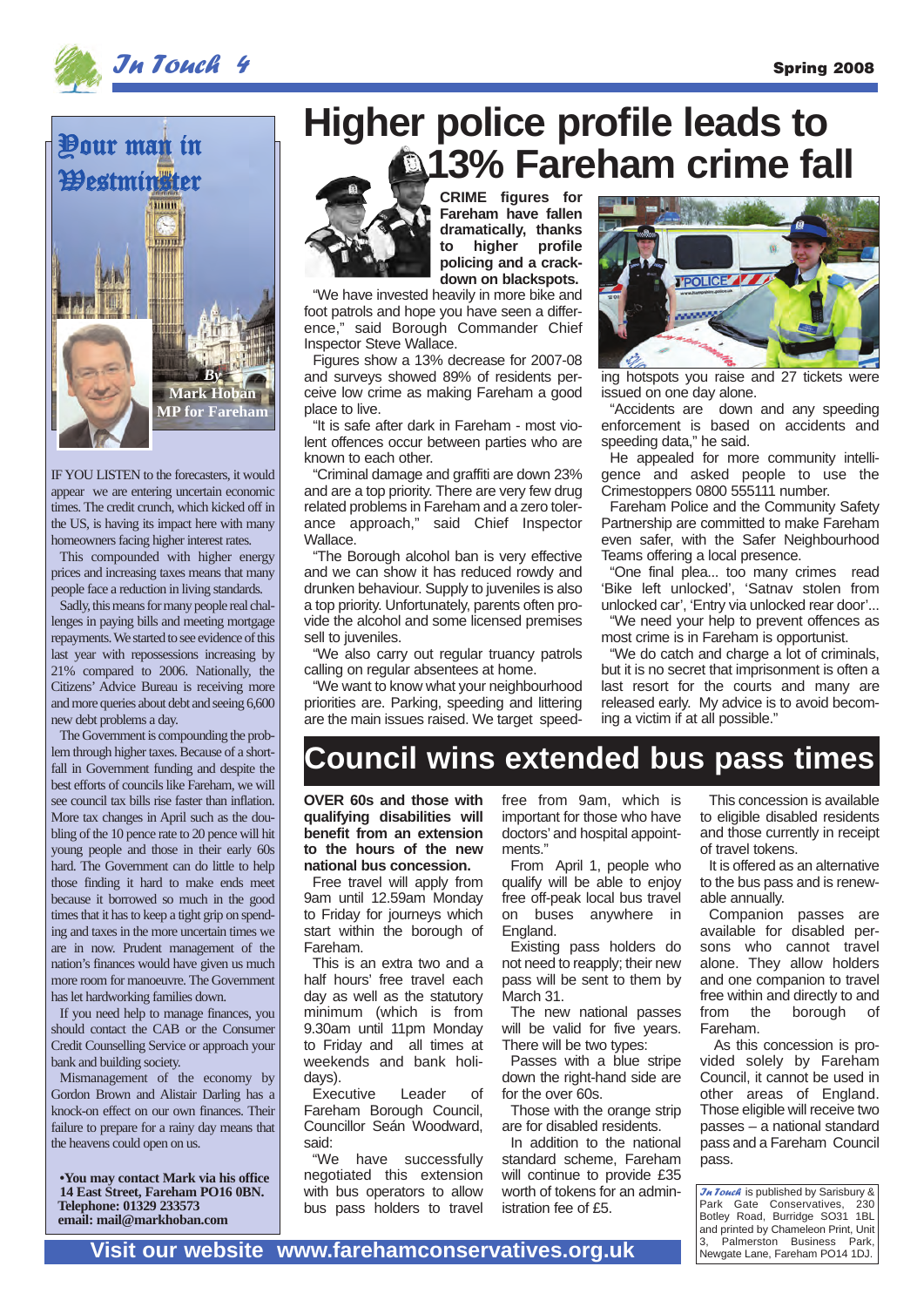## Your man in Westminster

By Mark Hoban MP for Fareham

IF YOU LISTEN to the forecasters, it would appear we are entering uncertain economic times. The credit crunch, which kicked off in the US, is having its impact here with many homeowners facing higher interest rates.

This compounded with higher energy prices and increasing taxes means that many people face a reduction in living standards.

Sadly, this means for many people real challenges in paying bills and meeting mortgage repayments. We started to see evidence of this last year with repossessions increasing by 21% compared to 2006. Nationally, the Citizens' Advice Bureau is receiving more and more queries about debt and seeing 6,600 new debt problems a day.

The Government is compounding the problem through higher taxes. Because of a shortfall in Government funding and despite the best efforts of councils like Fareham, we will see council tax bills rise faster than inflation. More tax changes in April such as the doubling of the 10 pence rate to 20 pence will hit young people and those in their early 60s hard. The Government can do little to help those finding it hard to make ends meet because it borrowed so much in the good times that it has to keep a tight grip on spending and taxes in the more uncertain times we are in now. Prudent management of the nation's finances would have given us much more room for manoeuvre. The Government has let hardworking families down.

If you need help to manage finances, you should contact the CAB or the Consumer Credit Counselling Service or approach your bank and building society.

Mismanagement of the economy by Gordon Brown and Alistair Darling has a knock-on effect on our own finances. Their failure to prepare for a rainy day means that the heavens could open on us.

**•You may contact Mark via his office 14 East Street, Fareham PO16 0BN. Telephone: 01329 233573 email: mail@markhoban.com**

# Higher police profile leads to 13% Fareham crime fall

**CRIME figures for Fareham have fallen dramatically, thanks to higher profile policing and a crack-down on blackspots.**

"We have invested heavily in more bike and foot patrols and hope you have seen a difference," said Borough Commander Chief Inspector Steve Wallace.

Figures show a 13% decrease for 2007-08 and surveys showed 89% of residents perceive low crime as making Fareham a good place to live.

"It is safe after dark in Fareham - most violent offences occur between parties who are known to each other.

"Criminal damage and graffiti are down 23% and are a top priority. There are very few drug related problems in Fareham and a zero tolerance approach," said Chief Inspector Wallace.

"The Borough alcohol ban is very effective and we can show it has reduced rowdy and drunken behaviour. Supply to juveniles is also a top priority. Unfortunately, parents often provide the alcohol and some licensed premises sell to juveniles.

"We also carry out regular truancy patrols calling on regular absentees at home.

"We want to know what your neighbourhood priorities are. Parking, speeding and littering are the main issues raised. We target speeding hotspots you raise and 27 tickets were issued on one day alone.

"Accidents are down and any speeding enforcement is based on accidents and speeding data," he said.

He appealed for more community intelligence and asked people to use the Crimestoppers 0800 555111 number.

Fareham Police and the Community Safety Partnership are committed to make Fareham even safer, with the Safer Neighbourhood Teams offering a local presence.

"One final plea... too many crimes read 'Bike left unlocked', 'Satnav stolen from unlocked car', 'Entry via unlocked rear door'...

"We need your help to prevent offences as most crime is in Fareham is opportunist.

"We do catch and charge a lot of criminals, but it is no secret that imprisonment is often a last resort for the courts and many are released early. My advice is to avoid becoming a victim if at all possible."

# Council wins extended bus pass times

**OVER 60s and those with qualifying disabilities will benefit from an extension to the hours of the new national bus concession.**

Free travel will apply from 9am until 12.59am Monday to Friday for journeys which start within the borough of Fareham.

This is an extra two and a half hours' free travel each day as well as the statutory minimum (which is from 9.30am until 11pm Monday to Friday and all times at weekends and bank holidays).

Executive Leader of Fareham Borough Council, Councillor Seán Woodward, said:

"We have successfully negotiated this extension with bus operators to allow bus pass holders to travel free from 9am, which is important for those who have doctors' and hospital appointments."

From April 1, people who qualify will be able to enjoy free off-peak local bus travel on buses anywhere in England.

Existing pass holders do not need to reapply; their new pass will be sent to them by March 31.

The new national passes will be valid for five years. There will be two types:

Passes with a blue stripe down the right-hand side are for the over 60s.

Those with the orange strip are for disabled residents.

In addition to the national standard scheme, Fareham will continue to provide £35 worth of tokens for an administration fee of £5.

This concession is available to eligible disabled residents and those currently in receipt of travel tokens.

It is offered as an alternative to the bus pass and is renewable annually.

Companion passes are available for disabled persons who cannot travel alone. They allow holders and one companion to travel free within and directly to and from the borough of Fareham.

As this concession is provided solely by Fareham Council, it cannot be used in other areas of England. Those eligible will receive two passes – a national standard pass and a Fareham Council pass.

*In Touch* is published by Sarisbury & Park Gate Conservatives, 230 Botley Road, Burridge SO31 1BL and printed by Chameleon Print, Unit 3, Palmerston Business Park, Newgate Lane, Fareham PO14 1DJ.

**Visit our website www.farehamconservatives.org.uk**